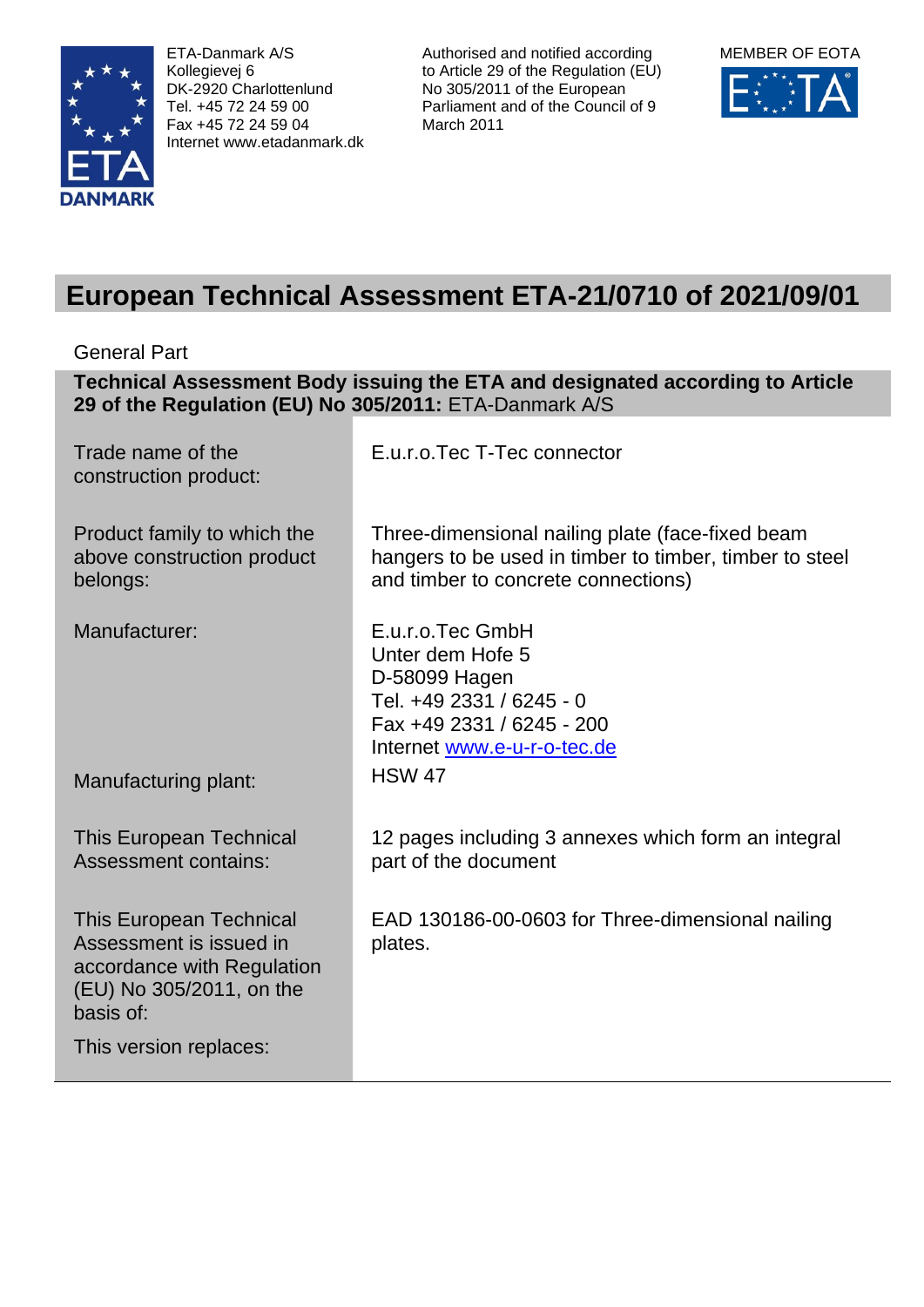ETA-Danmark A/S
Kollegievej 6
DK-2920 Charlottenlund
Tel. +45 72 24 59 00
Fax +45 72 24 59 04
Internet www.etadanmark.dk

Authorised and notified according to Article 29 of the Regulation (EU) No 305/2011 of the European Parliament and of the Council of 9 March 2011

MEMBER OF EOTA

# European Technical Assessment ETA-21/0710 of 2021/09/01

General Part

**Technical Assessment Body issuing the ETA and designated according to Article 29 of the Regulation (EU) No 305/2011:** ETA-Danmark A/S

| | |
|---|---|
| Trade name of the construction product: | E.u.r.o.Tec T-Tec connector |
| Product family to which the above construction product belongs: | Three-dimensional nailing plate (face-fixed beam hangers to be used in timber to timber, timber to steel and timber to concrete connections) |
| Manufacturer: | E.u.r.o.Tec GmbH<br>Unter dem Hofe 5<br>D-58099 Hagen<br>Tel. +49 2331 / 6245 - 0<br>Fax +49 2331 / 6245 - 200<br>Internet www.e-u-r-o-tec.de |
| Manufacturing plant: | HSW 47 |
| This European Technical Assessment contains: | 12 pages including 3 annexes which form an integral part of the document |
| This European Technical Assessment is issued in accordance with Regulation (EU) No 305/2011, on the basis of: | EAD 130186-00-0603 for Three-dimensional nailing plates. |
| This version replaces: | |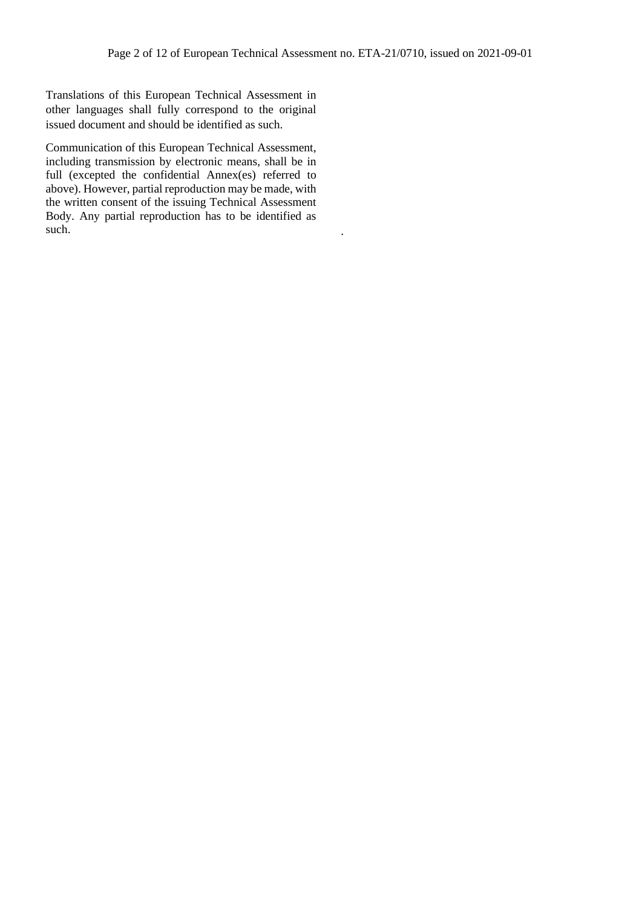Translations of this European Technical Assessment in other languages shall fully correspond to the original issued document and should be identified as such.

Communication of this European Technical Assessment, including transmission by electronic means, shall be in full (excepted the confidential Annex(es) referred to above). However, partial reproduction may be made, with the written consent of the issuing Technical Assessment Body. Any partial reproduction has to be identified as such.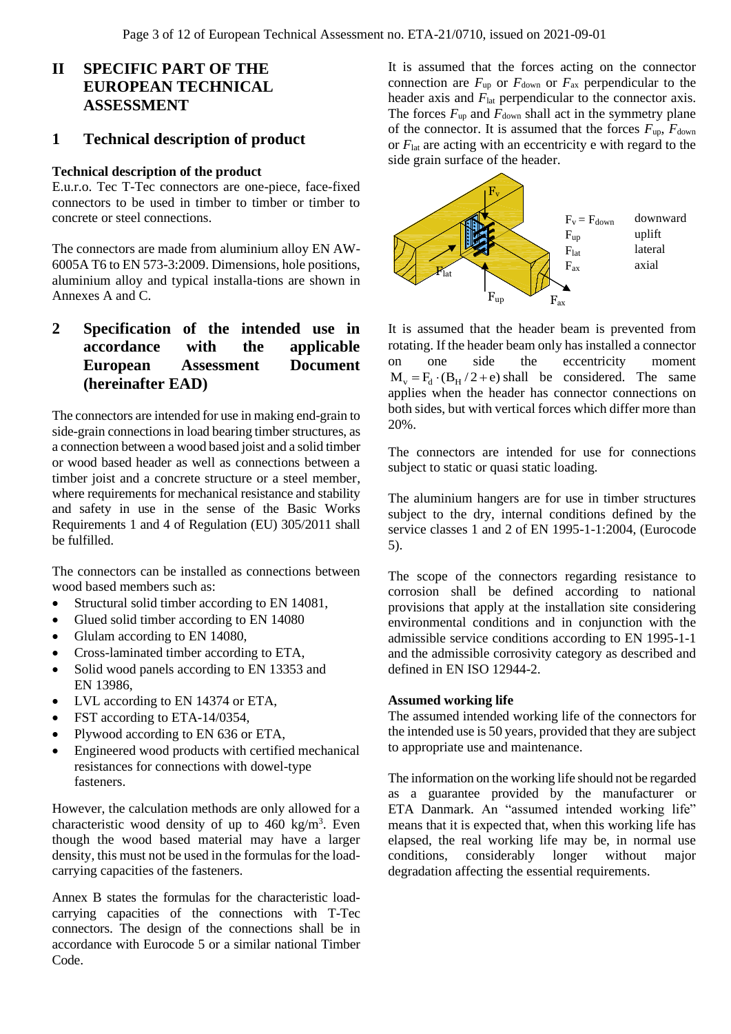# II SPECIFIC PART OF THE EUROPEAN TECHNICAL ASSESSMENT

## 1 Technical description of product

**Technical description of the product**

E.u.r.o. Tec T-Tec connectors are one-piece, face-fixed connectors to be used in timber to timber or timber to concrete or steel connections.

The connectors are made from aluminium alloy EN AW-6005A T6 to EN 573-3:2009. Dimensions, hole positions, aluminium alloy and typical installa-tions are shown in Annexes A and C.

## 2 Specification of the intended use in accordance with the applicable European Assessment Document (hereinafter EAD)

The connectors are intended for use in making end-grain to side-grain connections in load bearing timber structures, as a connection between a wood based joist and a solid timber or wood based header as well as connections between a timber joist and a concrete structure or a steel member, where requirements for mechanical resistance and stability and safety in use in the sense of the Basic Works Requirements 1 and 4 of Regulation (EU) 305/2011 shall be fulfilled.

The connectors can be installed as connections between wood based members such as:

- Structural solid timber according to EN 14081,
- Glued solid timber according to EN 14080
- Glulam according to EN 14080,
- Cross-laminated timber according to ETA,
- Solid wood panels according to EN 13353 and EN 13986,
- LVL according to EN 14374 or ETA,
- FST according to ETA-14/0354,
- Plywood according to EN 636 or ETA,
- Engineered wood products with certified mechanical resistances for connections with dowel-type fasteners.

However, the calculation methods are only allowed for a characteristic wood density of up to 460 kg/m³. Even though the wood based material may have a larger density, this must not be used in the formulas for the load-carrying capacities of the fasteners.

Annex B states the formulas for the characteristic load-carrying capacities of the connections with T-Tec connectors. The design of the connections shall be in accordance with Eurocode 5 or a similar national Timber Code.

It is assumed that the forces acting on the connector connection are $F_{up}$ or $F_{down}$ or $F_{ax}$ perpendicular to the header axis and $F_{lat}$ perpendicular to the connector axis. The forces $F_{up}$ and $F_{down}$ shall act in the symmetry plane of the connector. It is assumed that the forces $F_{up}$, $F_{down}$ or $F_{lat}$ are acting with an eccentricity e with regard to the side grain surface of the header.

| | |
|---|---|
| $F_v = F_{down}$ | downward |
| $F_{up}$ | uplift |
| $F_{lat}$ | lateral |
| $F_{ax}$ | axial |

It is assumed that the header beam is prevented from rotating. If the header beam only has installed a connector on one side the eccentricity moment $M_v = F_d \cdot (B_H / 2 + e)$ shall be considered. The same applies when the header has connector connections on both sides, but with vertical forces which differ more than 20%.

The connectors are intended for use for connections subject to static or quasi static loading.

The aluminium hangers are for use in timber structures subject to the dry, internal conditions defined by the service classes 1 and 2 of EN 1995-1-1:2004, (Eurocode 5).

The scope of the connectors regarding resistance to corrosion shall be defined according to national provisions that apply at the installation site considering environmental conditions and in conjunction with the admissible service conditions according to EN 1995-1-1 and the admissible corrosivity category as described and defined in EN ISO 12944-2.

**Assumed working life**

The assumed intended working life of the connectors for the intended use is 50 years, provided that they are subject to appropriate use and maintenance.

The information on the working life should not be regarded as a guarantee provided by the manufacturer or ETA Danmark. An "assumed intended working life" means that it is expected that, when this working life has elapsed, the real working life may be, in normal use conditions, considerably longer without major degradation affecting the essential requirements.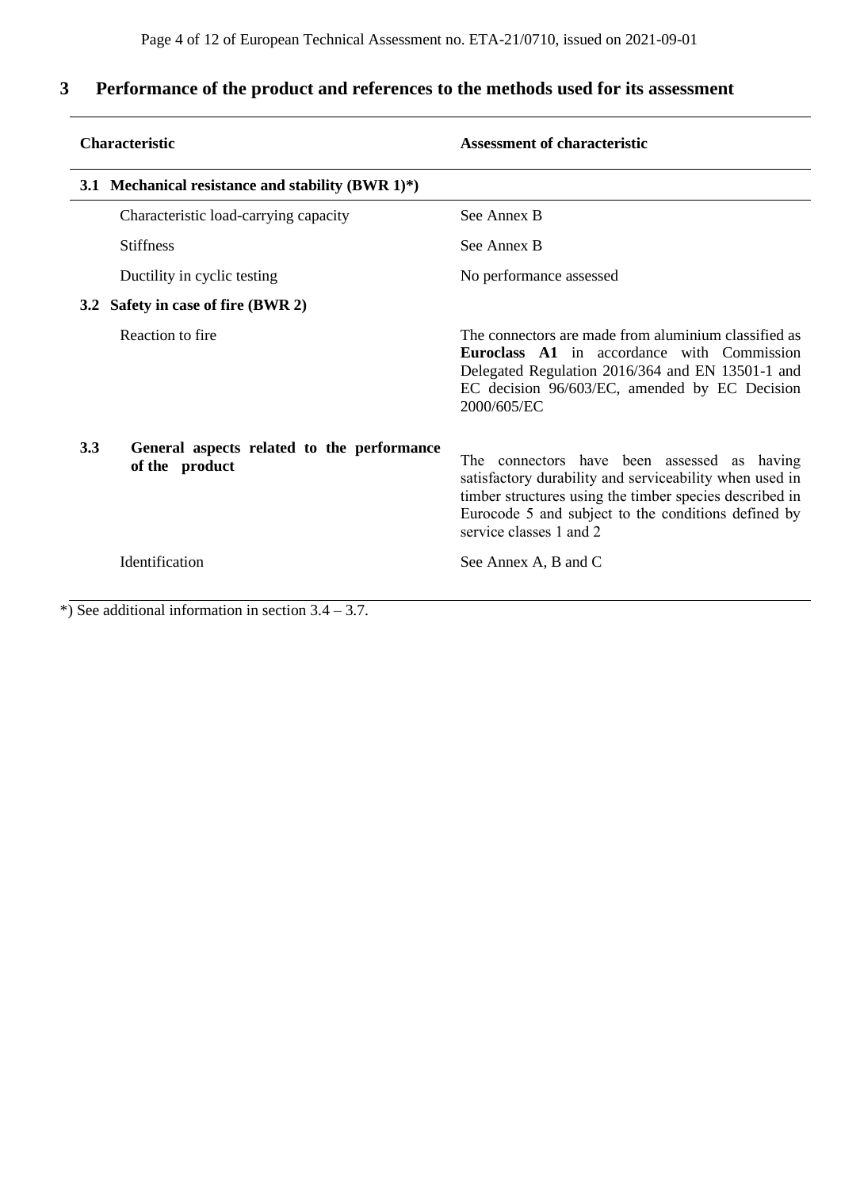## 3 Performance of the product and references to the methods used for its assessment

| Characteristic | Assessment of characteristic |
|---|---|
| **3.1 Mechanical resistance and stability (BWR 1)*)** | |
| Characteristic load-carrying capacity | See Annex B |
| Stiffness | See Annex B |
| Ductility in cyclic testing | No performance assessed |
| **3.2 Safety in case of fire (BWR 2)** | |
| Reaction to fire | The connectors are made from aluminium classified as **Euroclass A1** in accordance with Commission Delegated Regulation 2016/364 and EN 13501-1 and EC decision 96/603/EC, amended by EC Decision 2000/605/EC |
| **3.3 General aspects related to the performance of the product** | The connectors have been assessed as having satisfactory durability and serviceability when used in timber structures using the timber species described in Eurocode 5 and subject to the conditions defined by service classes 1 and 2 |
| Identification | See Annex A, B and C |

*) See additional information in section 3.4 – 3.7.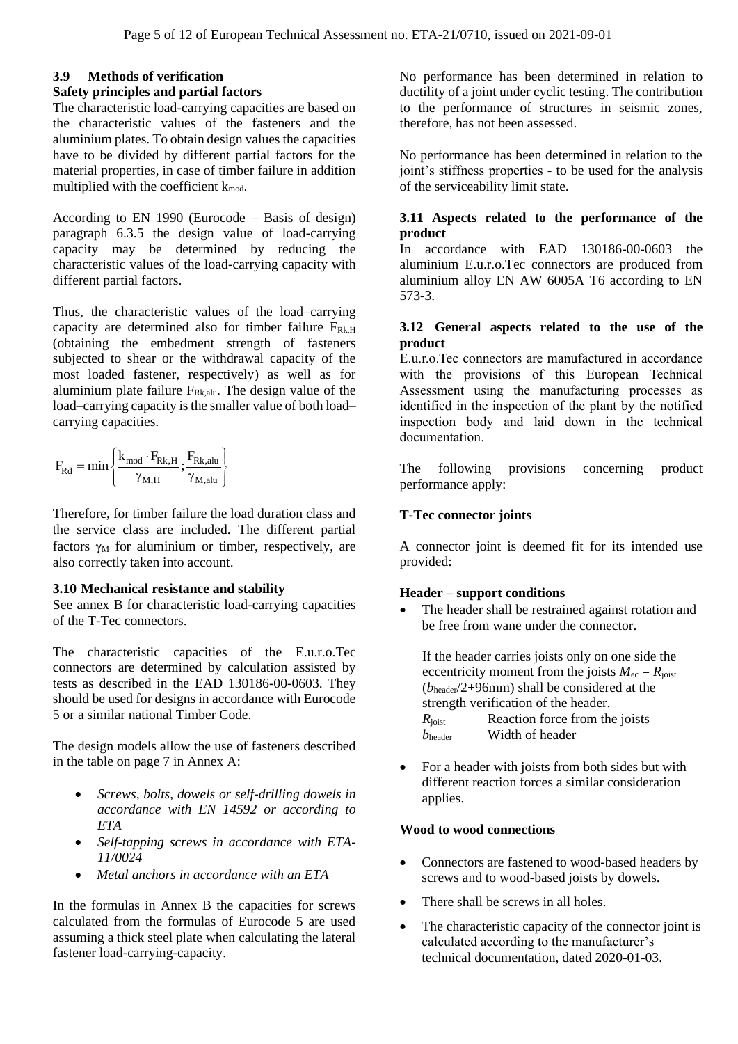### 3.9 Methods of verification

**Safety principles and partial factors**

The characteristic load-carrying capacities are based on the characteristic values of the fasteners and the aluminium plates. To obtain design values the capacities have to be divided by different partial factors for the material properties, in case of timber failure in addition multiplied with the coefficient $k_{mod}$.

According to EN 1990 (Eurocode – Basis of design) paragraph 6.3.5 the design value of load-carrying capacity may be determined by reducing the characteristic values of the load-carrying capacity with different partial factors.

Thus, the characteristic values of the load–carrying capacity are determined also for timber failure $F_{Rk,H}$ (obtaining the embedment strength of fasteners subjected to shear or the withdrawal capacity of the most loaded fastener, respectively) as well as for aluminium plate failure $F_{Rk,alu}$. The design value of the load–carrying capacity is the smaller value of both load–carrying capacities.

$$F_{Rd} = \min\left\{\frac{k_{mod} \cdot F_{Rk,H}}{\gamma_{M,H}}; \frac{F_{Rk,alu}}{\gamma_{M,alu}}\right\}$$

Therefore, for timber failure the load duration class and the service class are included. The different partial factors $\gamma_M$ for aluminium or timber, respectively, are also correctly taken into account.

### 3.10 Mechanical resistance and stability

See annex B for characteristic load-carrying capacities of the T-Tec connectors.

The characteristic capacities of the E.u.r.o.Tec connectors are determined by calculation assisted by tests as described in the EAD 130186-00-0603. They should be used for designs in accordance with Eurocode 5 or a similar national Timber Code.

The design models allow the use of fasteners described in the table on page 7 in Annex A:

- *Screws, bolts, dowels or self-drilling dowels in accordance with EN 14592 or according to ETA*
- *Self-tapping screws in accordance with ETA-11/0024*
- *Metal anchors in accordance with an ETA*

In the formulas in Annex B the capacities for screws calculated from the formulas of Eurocode 5 are used assuming a thick steel plate when calculating the lateral fastener load-carrying-capacity.

No performance has been determined in relation to ductility of a joint under cyclic testing. The contribution to the performance of structures in seismic zones, therefore, has not been assessed.

No performance has been determined in relation to the joint's stiffness properties - to be used for the analysis of the serviceability limit state.

### 3.11 Aspects related to the performance of the product

In accordance with EAD 130186-00-0603 the aluminium E.u.r.o.Tec connectors are produced from aluminium alloy EN AW 6005A T6 according to EN 573-3.

### 3.12 General aspects related to the use of the product

E.u.r.o.Tec connectors are manufactured in accordance with the provisions of this European Technical Assessment using the manufacturing processes as identified in the inspection of the plant by the notified inspection body and laid down in the technical documentation.

The following provisions concerning product performance apply:

**T-Tec connector joints**

A connector joint is deemed fit for its intended use provided:

**Header – support conditions**

- The header shall be restrained against rotation and be free from wane under the connector.

  If the header carries joists only on one side the eccentricity moment from the joists $M_{ec} = R_{joist}$ $(b_{header}/2+96\text{mm})$ shall be considered at the strength verification of the header.

  $R_{joist}$ Reaction force from the joists

  $b_{header}$ Width of header

- For a header with joists from both sides but with different reaction forces a similar consideration applies.

**Wood to wood connections**

- Connectors are fastened to wood-based headers by screws and to wood-based joists by dowels.
- There shall be screws in all holes.
- The characteristic capacity of the connector joint is calculated according to the manufacturer's technical documentation, dated 2020-01-03.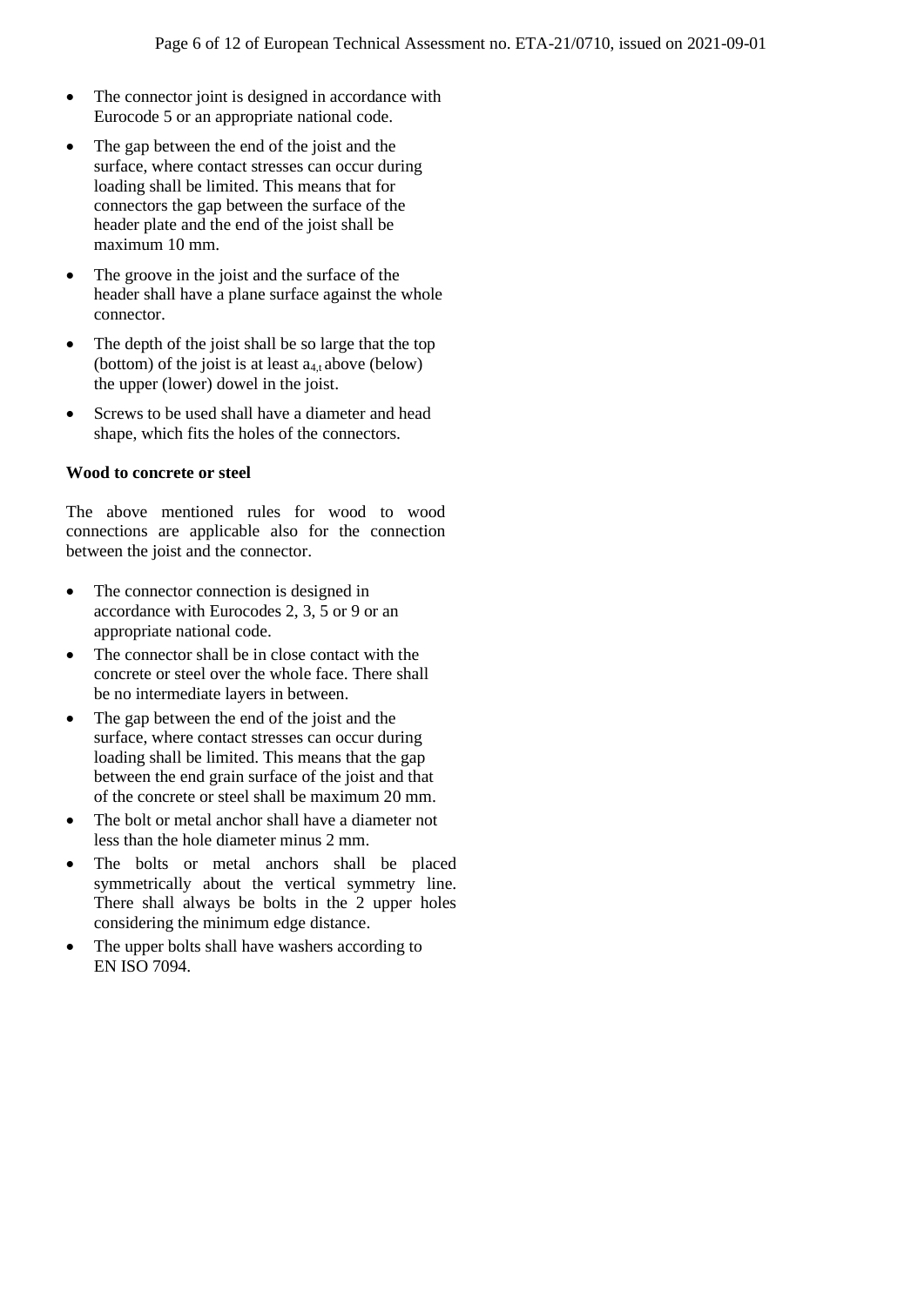- The connector joint is designed in accordance with Eurocode 5 or an appropriate national code.
- The gap between the end of the joist and the surface, where contact stresses can occur during loading shall be limited. This means that for connectors the gap between the surface of the header plate and the end of the joist shall be maximum 10 mm.
- The groove in the joist and the surface of the header shall have a plane surface against the whole connector.
- The depth of the joist shall be so large that the top (bottom) of the joist is at least $a_{4,t}$ above (below) the upper (lower) dowel in the joist.
- Screws to be used shall have a diameter and head shape, which fits the holes of the connectors.

**Wood to concrete or steel**

The above mentioned rules for wood to wood connections are applicable also for the connection between the joist and the connector.

- The connector connection is designed in accordance with Eurocodes 2, 3, 5 or 9 or an appropriate national code.
- The connector shall be in close contact with the concrete or steel over the whole face. There shall be no intermediate layers in between.
- The gap between the end of the joist and the surface, where contact stresses can occur during loading shall be limited. This means that the gap between the end grain surface of the joist and that of the concrete or steel shall be maximum 20 mm.
- The bolt or metal anchor shall have a diameter not less than the hole diameter minus 2 mm.
- The bolts or metal anchors shall be placed symmetrically about the vertical symmetry line. There shall always be bolts in the 2 upper holes considering the minimum edge distance.
- The upper bolts shall have washers according to EN ISO 7094.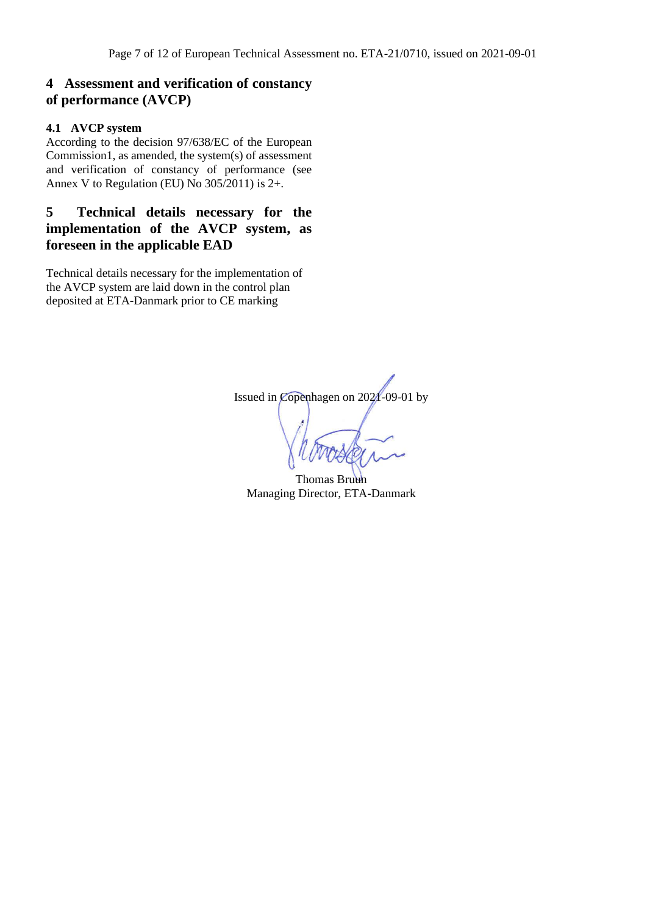## 4 Assessment and verification of constancy of performance (AVCP)

### 4.1 AVCP system

According to the decision 97/638/EC of the European Commission1, as amended, the system(s) of assessment and verification of constancy of performance (see Annex V to Regulation (EU) No 305/2011) is 2+.

## 5 Technical details necessary for the implementation of the AVCP system, as foreseen in the applicable EAD

Technical details necessary for the implementation of the AVCP system are laid down in the control plan deposited at ETA-Danmark prior to CE marking

Issued in Copenhagen on 2021-09-01 by

Thomas Bruun
Managing Director, ETA-Danmark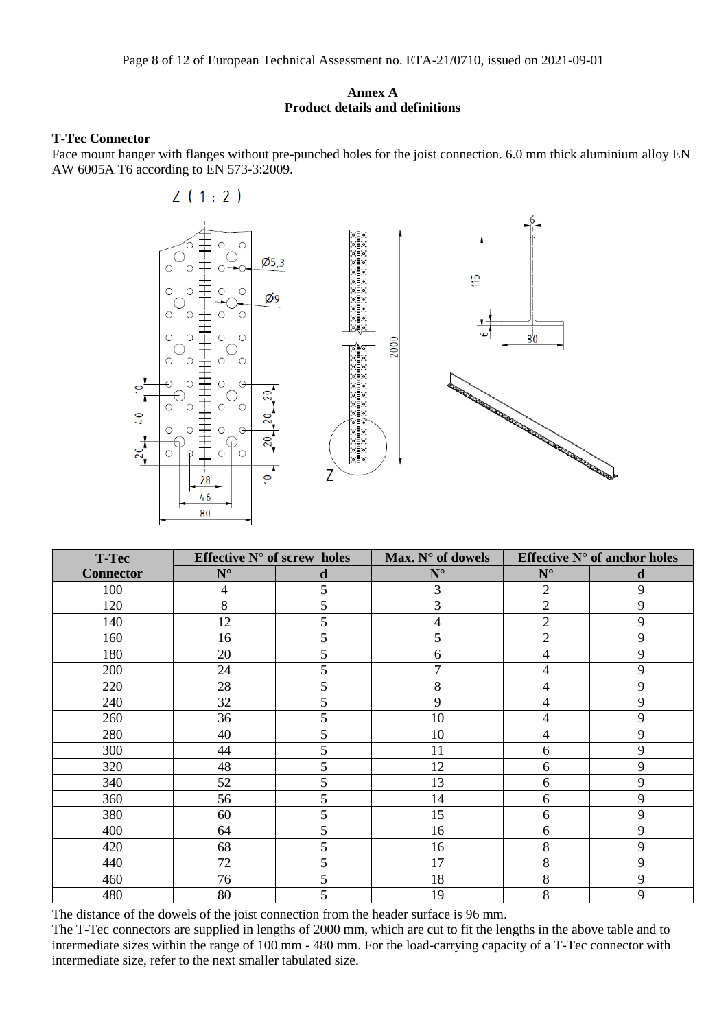## Annex A
## Product details and definitions

**T-Tec Connector**

Face mount hanger with flanges without pre-punched holes for the joist connection. 6.0 mm thick aluminium alloy EN AW 6005A T6 according to EN 573-3:2009.

| T-Tec Connector | Effective N° of screw holes | | Max. N° of dowels | Effective N° of anchor holes | |
|---|---|---|---|---|---|
| | N° | d | N° | N° | d |
| 100 | 4 | 5 | 3 | 2 | 9 |
| 120 | 8 | 5 | 3 | 2 | 9 |
| 140 | 12 | 5 | 4 | 2 | 9 |
| 160 | 16 | 5 | 5 | 2 | 9 |
| 180 | 20 | 5 | 6 | 4 | 9 |
| 200 | 24 | 5 | 7 | 4 | 9 |
| 220 | 28 | 5 | 8 | 4 | 9 |
| 240 | 32 | 5 | 9 | 4 | 9 |
| 260 | 36 | 5 | 10 | 4 | 9 |
| 280 | 40 | 5 | 10 | 4 | 9 |
| 300 | 44 | 5 | 11 | 6 | 9 |
| 320 | 48 | 5 | 12 | 6 | 9 |
| 340 | 52 | 5 | 13 | 6 | 9 |
| 360 | 56 | 5 | 14 | 6 | 9 |
| 380 | 60 | 5 | 15 | 6 | 9 |
| 400 | 64 | 5 | 16 | 6 | 9 |
| 420 | 68 | 5 | 16 | 8 | 9 |
| 440 | 72 | 5 | 17 | 8 | 9 |
| 460 | 76 | 5 | 18 | 8 | 9 |
| 480 | 80 | 5 | 19 | 8 | 9 |

The distance of the dowels of the joist connection from the header surface is 96 mm.

The T-Tec connectors are supplied in lengths of 2000 mm, which are cut to fit the lengths in the above table and to intermediate sizes within the range of 100 mm - 480 mm. For the load-carrying capacity of a T-Tec connector with intermediate size, refer to the next smaller tabulated size.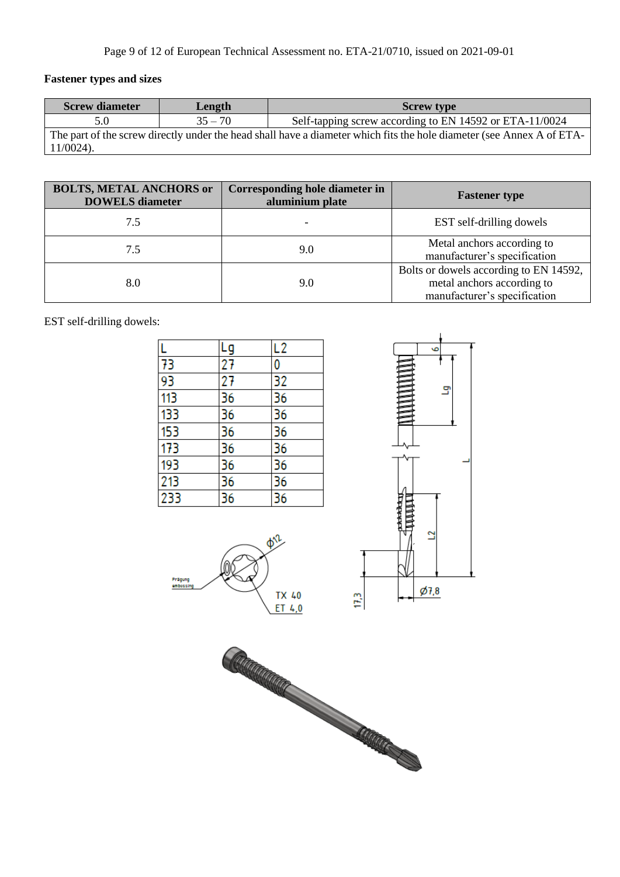**Fastener types and sizes**

| Screw diameter | Length | Screw type |
|---|---|---|
| 5.0 | 35 – 70 | Self-tapping screw according to EN 14592 or ETA-11/0024 |
| The part of the screw directly under the head shall have a diameter which fits the hole diameter (see Annex A of ETA-11/0024). | | |

| BOLTS, METAL ANCHORS or DOWELS diameter | Corresponding hole diameter in aluminium plate | Fastener type |
|---|---|---|
| 7.5 | - | EST self-drilling dowels |
| 7.5 | 9.0 | Metal anchors according to manufacturer's specification |
| 8.0 | 9.0 | Bolts or dowels according to EN 14592, metal anchors according to manufacturer's specification |

EST self-drilling dowels:

| L | Lg | L2 |
|---|---|---|
| 73 | 27 | 0 |
| 93 | 27 | 32 |
| 113 | 36 | 36 |
| 133 | 36 | 36 |
| 153 | 36 | 36 |
| 173 | 36 | 36 |
| 193 | 36 | 36 |
| 213 | 36 | 36 |
| 233 | 36 | 36 |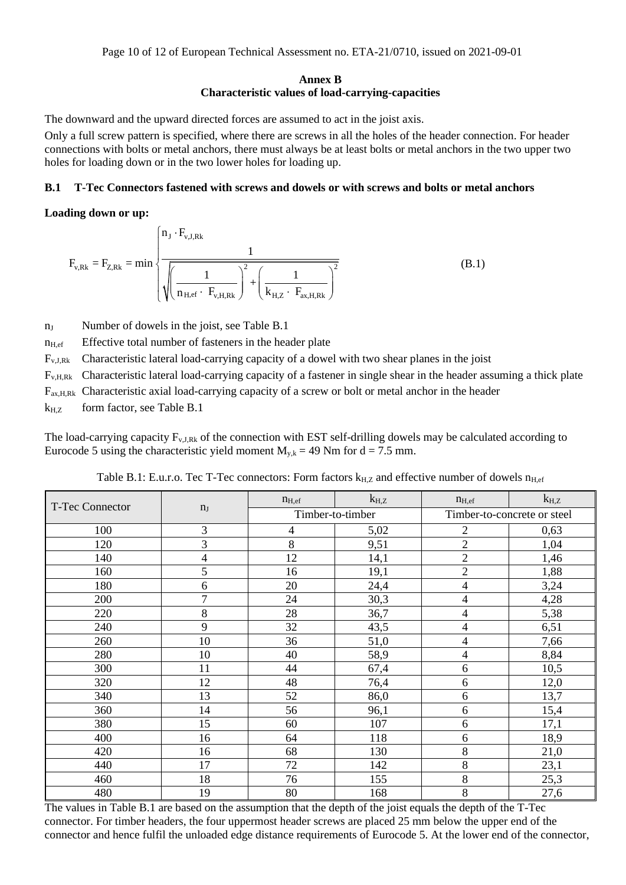## Annex B
## Characteristic values of load-carrying-capacities

The downward and the upward directed forces are assumed to act in the joist axis.

Only a full screw pattern is specified, where there are screws in all the holes of the header connection. For header connections with bolts or metal anchors, there must always be at least bolts or metal anchors in the two upper two holes for loading down or in the two lower holes for loading up.

### B.1 T-Tec Connectors fastened with screws and dowels or with screws and bolts or metal anchors

**Loading down or up:**

$$F_{v,Rk} = F_{Z,Rk} = \min \begin{cases} n_J \cdot F_{v,J,Rk} \\ \dfrac{1}{\sqrt{\left(\dfrac{1}{n_{H,ef} \cdot F_{v,H,Rk}}\right)^2 + \left(\dfrac{1}{k_{H,Z} \cdot F_{ax,H,Rk}}\right)^2}} \end{cases} \tag{B.1}$$

$n_J$ Number of dowels in the joist, see Table B.1

$n_{H,ef}$ Effective total number of fasteners in the header plate

$F_{v,J,Rk}$ Characteristic lateral load-carrying capacity of a dowel with two shear planes in the joist

$F_{v,H,Rk}$ Characteristic lateral load-carrying capacity of a fastener in single shear in the header assuming a thick plate

$F_{ax,H,Rk}$ Characteristic axial load-carrying capacity of a screw or bolt or metal anchor in the header

$k_{H,Z}$ form factor, see Table B.1

The load-carrying capacity $F_{v,J,Rk}$ of the connection with EST self-drilling dowels may be calculated according to Eurocode 5 using the characteristic yield moment $M_{y,k}$ = 49 Nm for d = 7.5 mm.

Table B.1: E.u.r.o. Tec T-Tec connectors: Form factors $k_{H,Z}$ and effective number of dowels $n_{H,ef}$

| T-Tec Connector | $n_J$ | $n_{H,ef}$ | $k_{H,Z}$ | $n_{H,ef}$ | $k_{H,Z}$ |
|---|---|---|---|---|---|
| | | Timber-to-timber | | Timber-to-concrete or steel | |
| 100 | 3 | 4 | 5,02 | 2 | 0,63 |
| 120 | 3 | 8 | 9,51 | 2 | 1,04 |
| 140 | 4 | 12 | 14,1 | 2 | 1,46 |
| 160 | 5 | 16 | 19,1 | 2 | 1,88 |
| 180 | 6 | 20 | 24,4 | 4 | 3,24 |
| 200 | 7 | 24 | 30,3 | 4 | 4,28 |
| 220 | 8 | 28 | 36,7 | 4 | 5,38 |
| 240 | 9 | 32 | 43,5 | 4 | 6,51 |
| 260 | 10 | 36 | 51,0 | 4 | 7,66 |
| 280 | 10 | 40 | 58,9 | 4 | 8,84 |
| 300 | 11 | 44 | 67,4 | 6 | 10,5 |
| 320 | 12 | 48 | 76,4 | 6 | 12,0 |
| 340 | 13 | 52 | 86,0 | 6 | 13,7 |
| 360 | 14 | 56 | 96,1 | 6 | 15,4 |
| 380 | 15 | 60 | 107 | 6 | 17,1 |
| 400 | 16 | 64 | 118 | 6 | 18,9 |
| 420 | 16 | 68 | 130 | 8 | 21,0 |
| 440 | 17 | 72 | 142 | 8 | 23,1 |
| 460 | 18 | 76 | 155 | 8 | 25,3 |
| 480 | 19 | 80 | 168 | 8 | 27,6 |

The values in Table B.1 are based on the assumption that the depth of the joist equals the depth of the T-Tec connector. For timber headers, the four uppermost header screws are placed 25 mm below the upper end of the connector and hence fulfil the unloaded edge distance requirements of Eurocode 5. At the lower end of the connector,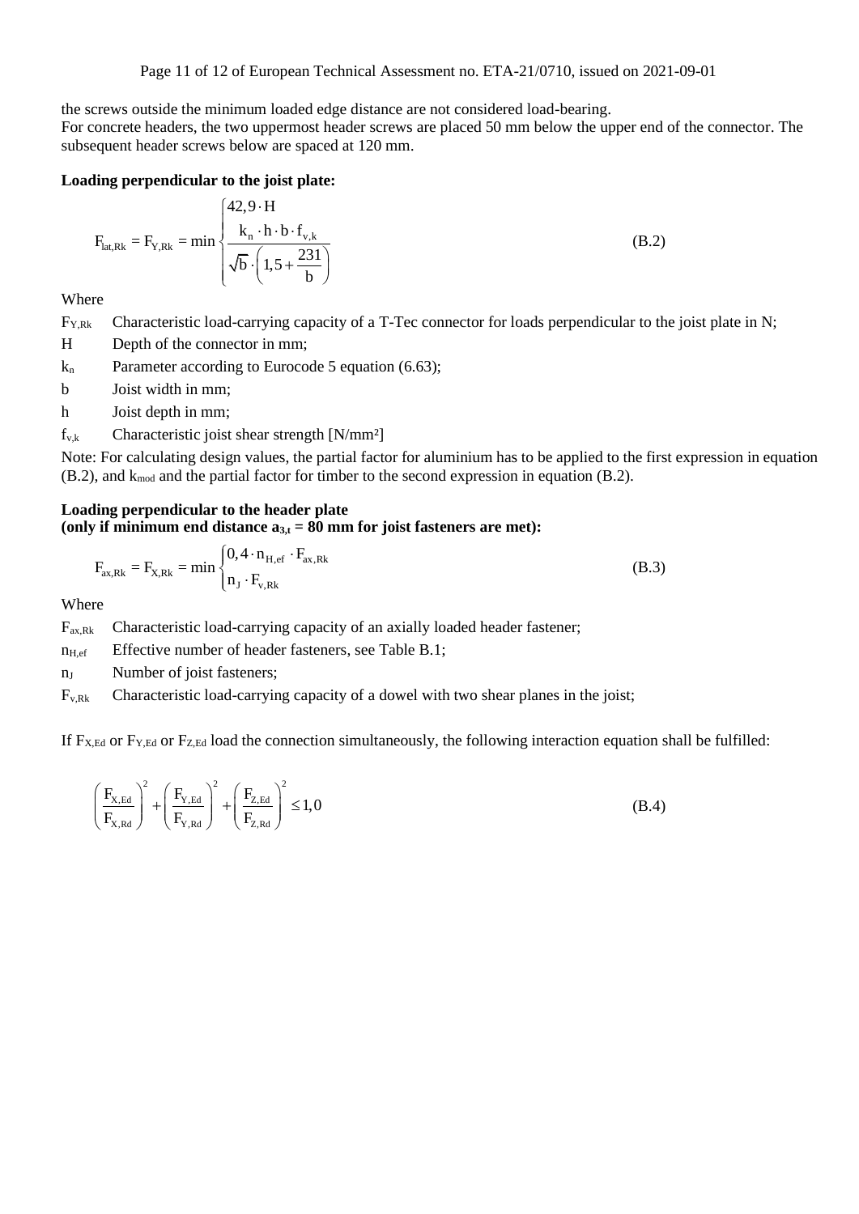the screws outside the minimum loaded edge distance are not considered load-bearing.
For concrete headers, the two uppermost header screws are placed 50 mm below the upper end of the connector. The subsequent header screws below are spaced at 120 mm.

**Loading perpendicular to the joist plate:**

$$F_{lat,Rk} = F_{Y,Rk} = \min \begin{cases} 42,9 \cdot H \\ \dfrac{k_n \cdot h \cdot b \cdot f_{v,k}}{\sqrt{b} \cdot \left(1,5 + \dfrac{231}{b}\right)} \end{cases} \qquad \text{(B.2)}$$

Where

$F_{Y,Rk}$ Characteristic load-carrying capacity of a T-Tec connector for loads perpendicular to the joist plate in N;

$H$ Depth of the connector in mm;

$k_n$ Parameter according to Eurocode 5 equation (6.63);

$b$ Joist width in mm;

$h$ Joist depth in mm;

$f_{v,k}$ Characteristic joist shear strength [N/mm²]

Note: For calculating design values, the partial factor for aluminium has to be applied to the first expression in equation (B.2), and $k_{mod}$ and the partial factor for timber to the second expression in equation (B.2).

**Loading perpendicular to the header plate**
**(only if minimum end distance $a_{3,t}$ = 80 mm for joist fasteners are met):**

$$F_{ax,Rk} = F_{X,Rk} = \min \begin{cases} 0,4 \cdot n_{H,ef} \cdot F_{ax,Rk} \\ n_J \cdot F_{v,Rk} \end{cases} \qquad \text{(B.3)}$$

Where

$F_{ax,Rk}$ Characteristic load-carrying capacity of an axially loaded header fastener;

$n_{H,ef}$ Effective number of header fasteners, see Table B.1;

$n_J$ Number of joist fasteners;

$F_{v,Rk}$ Characteristic load-carrying capacity of a dowel with two shear planes in the joist;

If $F_{X,Ed}$ or $F_{Y,Ed}$ or $F_{Z,Ed}$ load the connection simultaneously, the following interaction equation shall be fulfilled:

$$\left(\frac{F_{X,Ed}}{F_{X,Rd}}\right)^2 + \left(\frac{F_{Y,Ed}}{F_{Y,Rd}}\right)^2 + \left(\frac{F_{Z,Ed}}{F_{Z,Rd}}\right)^2 \leq 1,0 \qquad \text{(B.4)}$$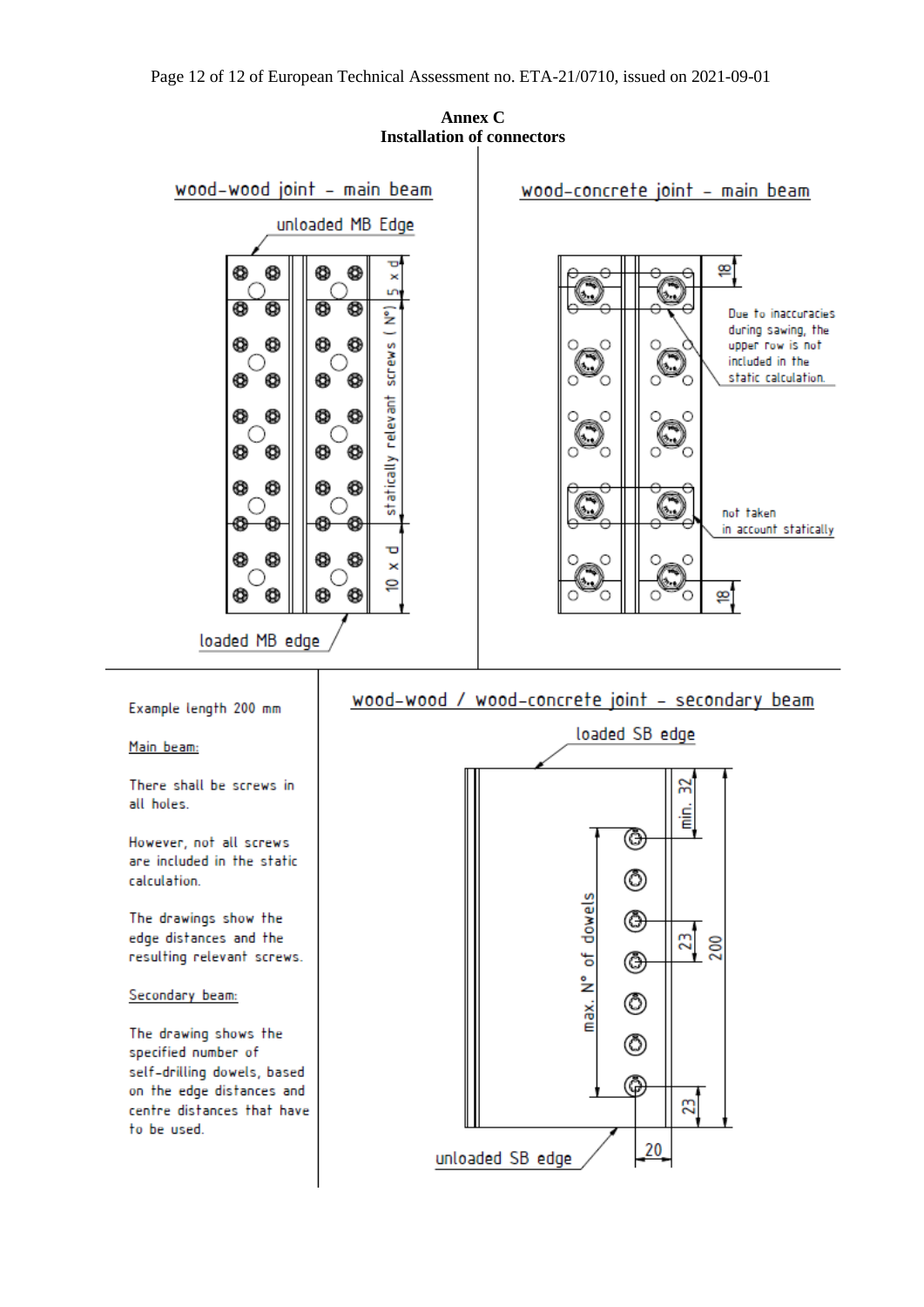## Annex C
## Installation of connectors

wood-wood joint – main beam

unloaded MB Edge

5 x d

statically relevant screws ( N° )

10 x d

loaded MB edge

wood-concrete joint – main beam

18

Due to inaccuracies during sawing, the upper row is not included in the static calculation.

not taken in account statically

18

Example length 200 mm

Main beam:

There shall be screws in all holes.

However, not all screws are included in the static calculation.

The drawings show the edge distances and the resulting relevant screws.

Secondary beam:

The drawing shows the specified number of self-drilling dowels, based on the edge distances and centre distances that have to be used.

wood-wood / wood-concrete joint – secondary beam

loaded SB edge

min. 32

max. N° of dowels

23

200

23

unloaded SB edge

20